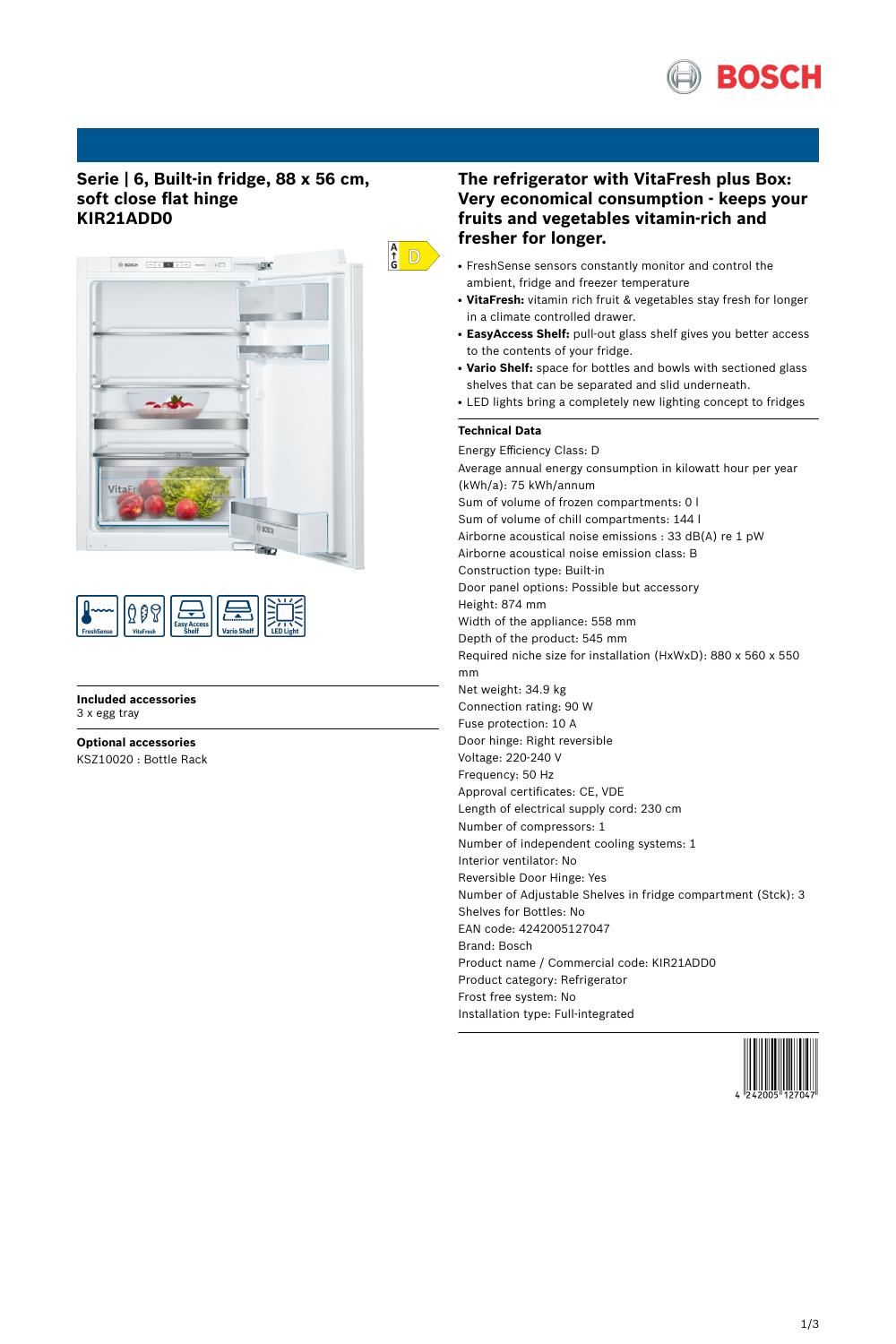# Serie | 6, Built-in fridge, 88 x 56 cm, soft close flat hinge
# KIR21ADD0

## The refrigerator with VitaFresh plus Box: Very economical consumption - keeps your fruits and vegetables vitamin-rich and fresher for longer.

- FreshSense sensors constantly monitor and control the ambient, fridge and freezer temperature
- **VitaFresh:** vitamin rich fruit & vegetables stay fresh for longer in a climate controlled drawer.
- **EasyAccess Shelf:** pull-out glass shelf gives you better access to the contents of your fridge.
- **Vario Shelf:** space for bottles and bowls with sectioned glass shelves that can be separated and slid underneath.
- LED lights bring a completely new lighting concept to fridges

**Included accessories**
3 x egg tray

**Optional accessories**
KSZ10020 : Bottle Rack

**Technical Data**

Energy Efficiency Class: D
Average annual energy consumption in kilowatt hour per year (kWh/a): 75 kWh/annum
Sum of volume of frozen compartments: 0 l
Sum of volume of chill compartments: 144 l
Airborne acoustical noise emissions : 33 dB(A) re 1 pW
Airborne acoustical noise emission class: B
Construction type: Built-in
Door panel options: Possible but accessory
Height: 874 mm
Width of the appliance: 558 mm
Depth of the product: 545 mm
Required niche size for installation (HxWxD): 880 x 560 x 550 mm
Net weight: 34.9 kg
Connection rating: 90 W
Fuse protection: 10 A
Door hinge: Right reversible
Voltage: 220-240 V
Frequency: 50 Hz
Approval certificates: CE, VDE
Length of electrical supply cord: 230 cm
Number of compressors: 1
Number of independent cooling systems: 1
Interior ventilator: No
Reversible Door Hinge: Yes
Number of Adjustable Shelves in fridge compartment (Stck): 3
Shelves for Bottles: No
EAN code: 4242005127047
Brand: Bosch
Product name / Commercial code: KIR21ADD0
Product category: Refrigerator
Frost free system: No
Installation type: Full-integrated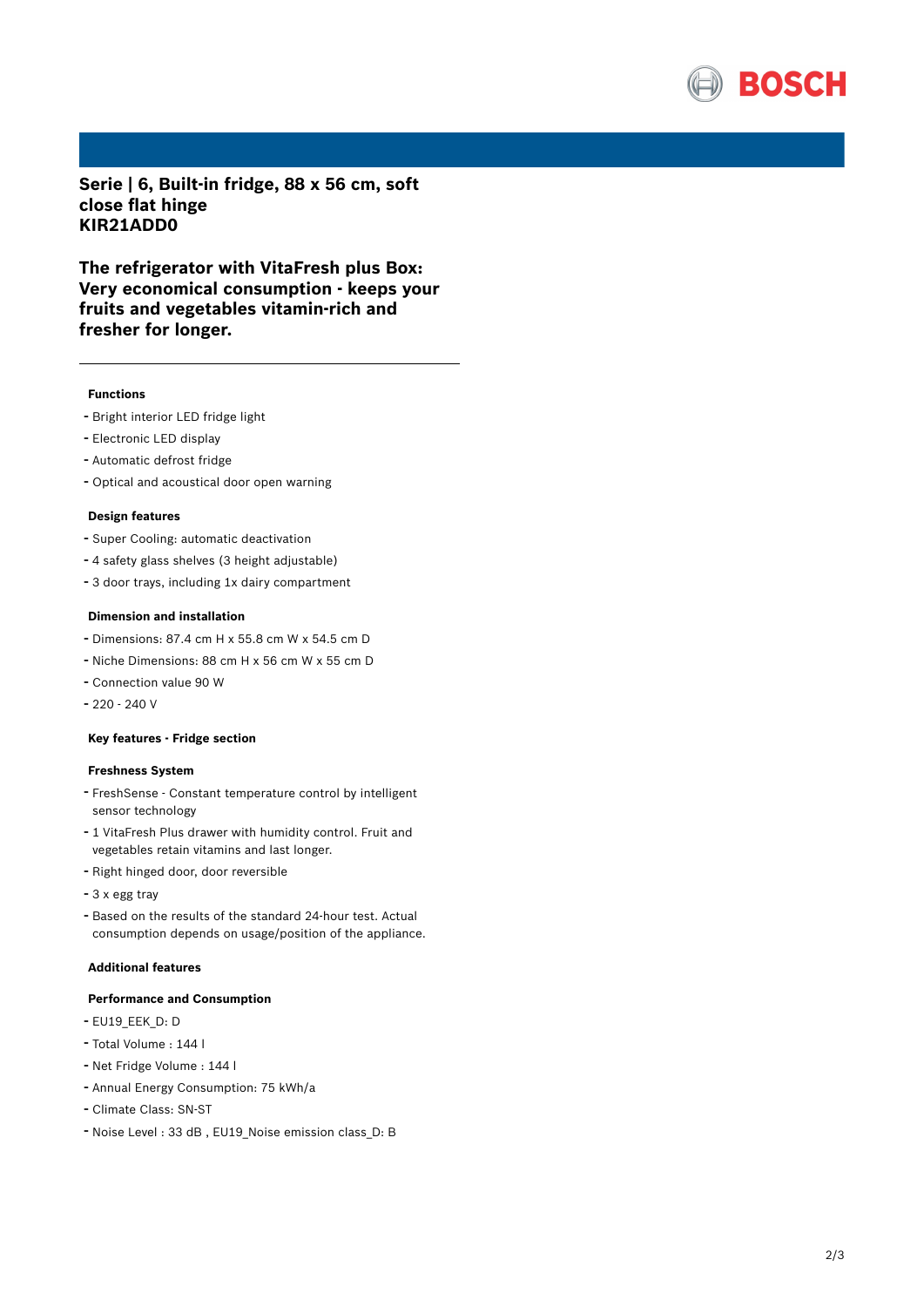# Serie | 6, Built-in fridge, 88 x 56 cm, soft close flat hinge
# KIR21ADD0

## The refrigerator with VitaFresh plus Box: Very economical consumption - keeps your fruits and vegetables vitamin-rich and fresher for longer.

---

### Functions

- Bright interior LED fridge light
- Electronic LED display
- Automatic defrost fridge
- Optical and acoustical door open warning

### Design features

- Super Cooling: automatic deactivation
- 4 safety glass shelves (3 height adjustable)
- 3 door trays, including 1x dairy compartment

### Dimension and installation

- Dimensions: 87.4 cm H x 55.8 cm W x 54.5 cm D
- Niche Dimensions: 88 cm H x 56 cm W x 55 cm D
- Connection value 90 W
- 220 - 240 V

### Key features - Fridge section

### Freshness System

- FreshSense - Constant temperature control by intelligent sensor technology
- 1 VitaFresh Plus drawer with humidity control. Fruit and vegetables retain vitamins and last longer.
- Right hinged door, door reversible
- 3 x egg tray
- Based on the results of the standard 24-hour test. Actual consumption depends on usage/position of the appliance.

### Additional features

### Performance and Consumption

- EU19_EEK_D: D
- Total Volume : 144 l
- Net Fridge Volume : 144 l
- Annual Energy Consumption: 75 kWh/a
- Climate Class: SN-ST
- Noise Level : 33 dB , EU19_Noise emission class_D: B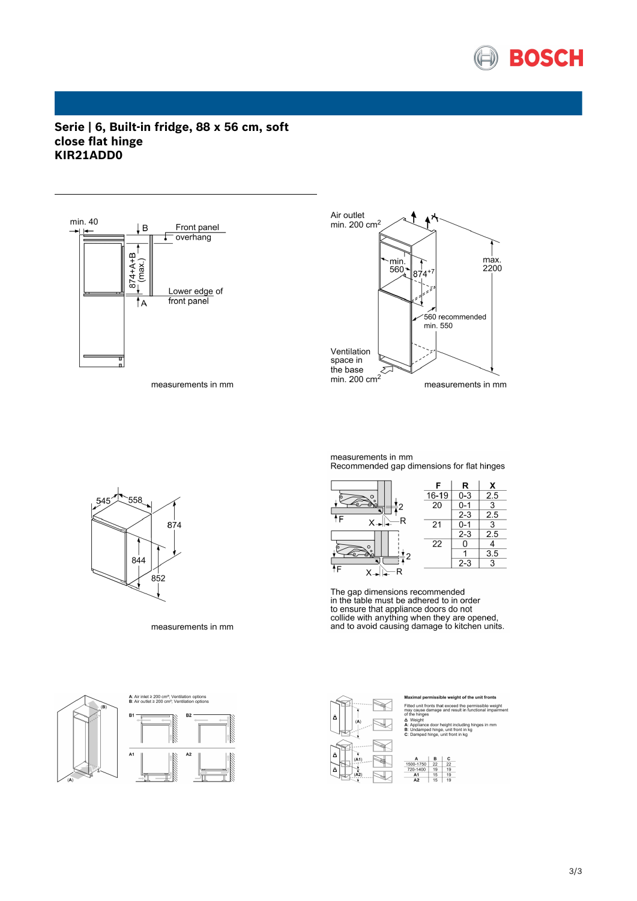# Serie | 6, Built-in fridge, 88 x 56 cm, soft close flat hinge
## KIR21ADD0

min. 40
B
Front panel overhang
874+A+B (max.)
Lower edge of front panel
A

measurements in mm

Air outlet min. 200 cm²
min. 560
874+7
max. 2200
560 recommended min. 550
Ventilation space in the base min. 200 cm²

measurements in mm

545
558
874
844
852

measurements in mm

measurements in mm
Recommended gap dimensions for flat hinges

| F | R | X |
|---|---|---|
| 16-19 | 0-3 | 2.5 |
| 20 | 0-1 | 3 |
| | 2-3 | 2.5 |
| 21 | 0-1 | 3 |
| | 2-3 | 2.5 |
| 22 | 0 | 4 |
| | 1 | 3.5 |
| | 2-3 | 3 |

The gap dimensions recommended in the table must be adhered to in order to ensure that appliance doors do not collide with anything when they are opened, and to avoid causing damage to kitchen units.

A: Air inlet ≥ 200 cm²; Ventilation options
B: Air outlet ≥ 200 cm²; Ventilation options

B1 B2 A1 A2

**Maximal permissible weight of the unit fronts**

Fitted unit fronts that exceed the permissible weight may cause damage and result in functional impairment of the hinges
Weight
A: Appliance door height including hinges in mm
B: Undamped hinge, unit front in kg
C: Damped hinge, unit front in kg

| A | B | C |
|---|---|---|
| 1500-1750 | 22 | 22 |
| 720-1400 | 19 | 19 |
| A1 | 15 | 19 |
| A2 | 15 | 19 |